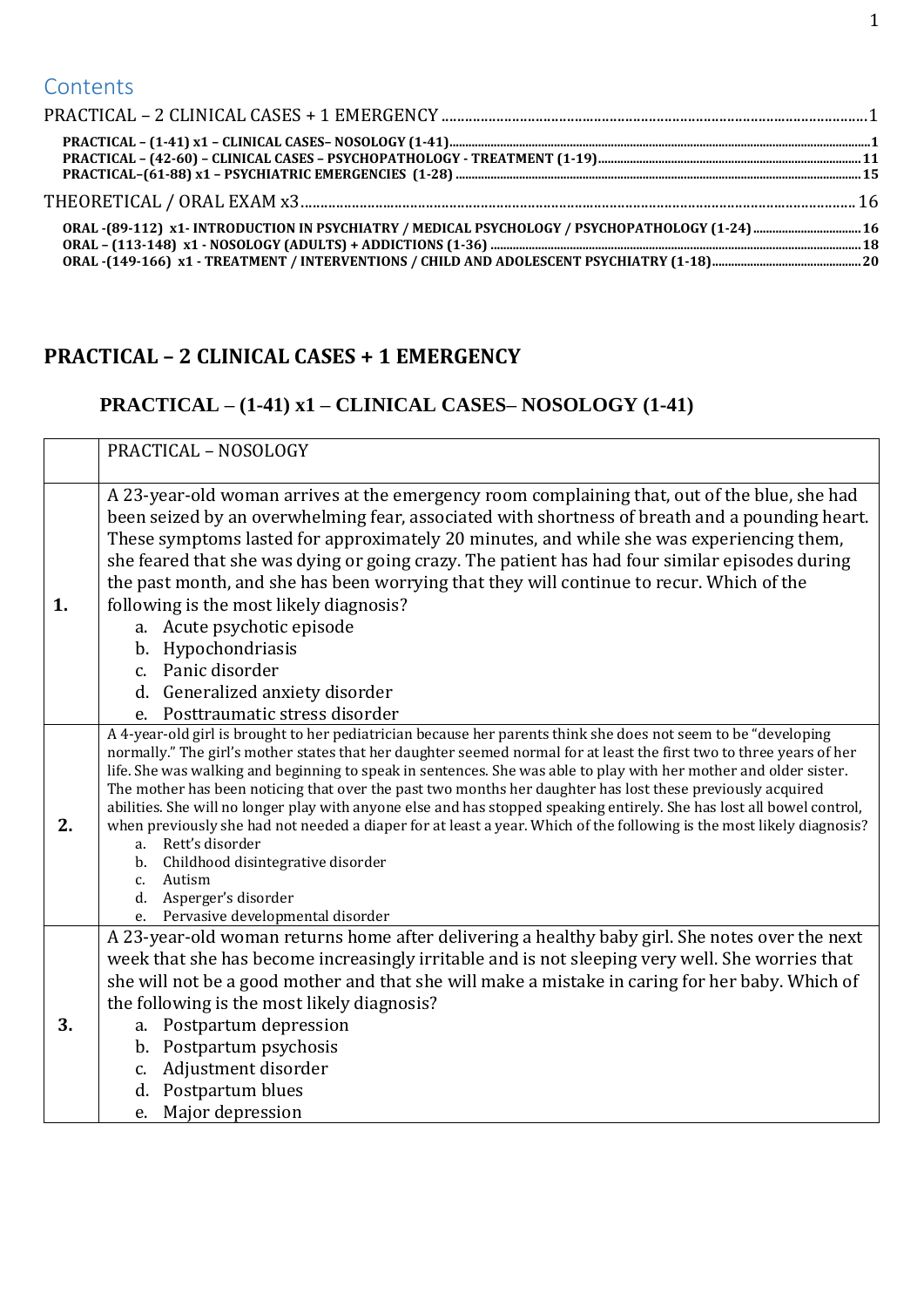# Contents

PRACTICAL – 2 CLINICAL CASES + 1 EMERGENCY ....................................................... 1

**PRACTICAL – (1-41) x1 – CLINICAL CASES– NOSOLOGY (1-41)** ....................................................... 1

**PRACTICAL – (42-60) – CLINICAL CASES – PSYCHOPATHOLOGY - TREATMENT (1-19)** ....................................................... 11

**PRACTICAL–(61-88) x1 – PSYCHIATRIC EMERGENCIES (1-28)** ....................................................... 15

THEORETICAL / ORAL EXAM x3 ....................................................... 16

**ORAL -(89-112) x1- INTRODUCTION IN PSYCHIATRY / MEDICAL PSYCHOLOGY / PSYCHOPATHOLOGY (1-24)** ....................................................... 16

**ORAL – (113-148) x1 - NOSOLOGY (ADULTS) + ADDICTIONS (1-36)** ....................................................... 18

**ORAL -(149-166) x1 - TREATMENT / INTERVENTIONS / CHILD AND ADOLESCENT PSYCHIATRY (1-18)** ....................................................... 20

# PRACTICAL – 2 CLINICAL CASES + 1 EMERGENCY

## PRACTICAL – (1-41) x1 – CLINICAL CASES– NOSOLOGY (1-41)

| | PRACTICAL – NOSOLOGY |
|---|---|
| **1.** | A 23-year-old woman arrives at the emergency room complaining that, out of the blue, she had been seized by an overwhelming fear, associated with shortness of breath and a pounding heart. These symptoms lasted for approximately 20 minutes, and while she was experiencing them, she feared that she was dying or going crazy. The patient has had four similar episodes during the past month, and she has been worrying that they will continue to recur. Which of the following is the most likely diagnosis?<br>a. Acute psychotic episode<br>b. Hypochondriasis<br>c. Panic disorder<br>d. Generalized anxiety disorder<br>e. Posttraumatic stress disorder |
| **2.** | A 4-year-old girl is brought to her pediatrician because her parents think she does not seem to be "developing normally." The girl's mother states that her daughter seemed normal for at least the first two to three years of her life. She was walking and beginning to speak in sentences. She was able to play with her mother and older sister. The mother has been noticing that over the past two months her daughter has lost these previously acquired abilities. She will no longer play with anyone else and has stopped speaking entirely. She has lost all bowel control, when previously she had not needed a diaper for at least a year. Which of the following is the most likely diagnosis?<br>a. Rett's disorder<br>b. Childhood disintegrative disorder<br>c. Autism<br>d. Asperger's disorder<br>e. Pervasive developmental disorder |
| **3.** | A 23-year-old woman returns home after delivering a healthy baby girl. She notes over the next week that she has become increasingly irritable and is not sleeping very well. She worries that she will not be a good mother and that she will make a mistake in caring for her baby. Which of the following is the most likely diagnosis?<br>a. Postpartum depression<br>b. Postpartum psychosis<br>c. Adjustment disorder<br>d. Postpartum blues<br>e. Major depression |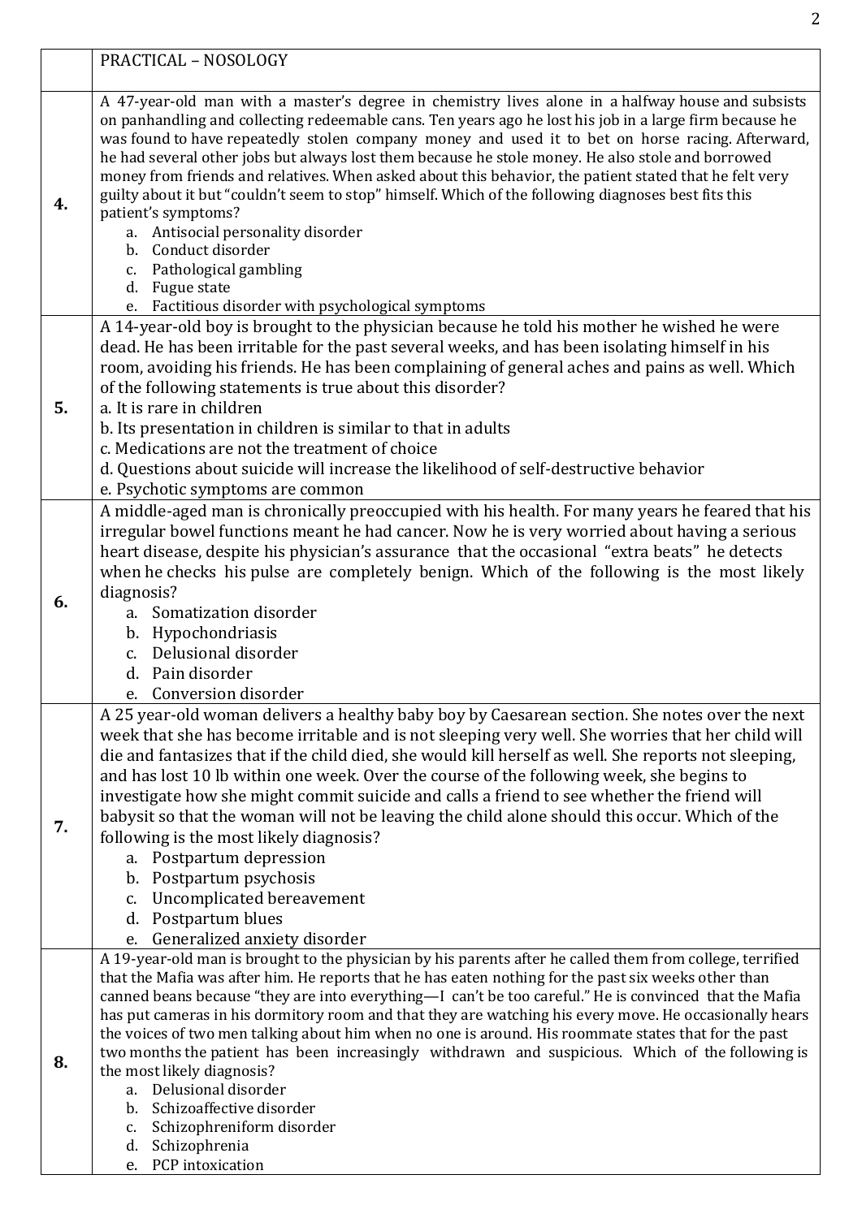| | PRACTICAL – NOSOLOGY |
|---|---|
| **4.** | A 47-year-old man with a master's degree in chemistry lives alone in a halfway house and subsists on panhandling and collecting redeemable cans. Ten years ago he lost his job in a large firm because he was found to have repeatedly stolen company money and used it to bet on horse racing. Afterward, he had several other jobs but always lost them because he stole money. He also stole and borrowed money from friends and relatives. When asked about this behavior, the patient stated that he felt very guilty about it but "couldn't seem to stop" himself. Which of the following diagnoses best fits this patient's symptoms?<br>a. Antisocial personality disorder<br>b. Conduct disorder<br>c. Pathological gambling<br>d. Fugue state<br>e. Factitious disorder with psychological symptoms |
| **5.** | A 14-year-old boy is brought to the physician because he told his mother he wished he were dead. He has been irritable for the past several weeks, and has been isolating himself in his room, avoiding his friends. He has been complaining of general aches and pains as well. Which of the following statements is true about this disorder?<br>a. It is rare in children<br>b. Its presentation in children is similar to that in adults<br>c. Medications are not the treatment of choice<br>d. Questions about suicide will increase the likelihood of self-destructive behavior<br>e. Psychotic symptoms are common |
| **6.** | A middle-aged man is chronically preoccupied with his health. For many years he feared that his irregular bowel functions meant he had cancer. Now he is very worried about having a serious heart disease, despite his physician's assurance that the occasional "extra beats" he detects when he checks his pulse are completely benign. Which of the following is the most likely diagnosis?<br>a. Somatization disorder<br>b. Hypochondriasis<br>c. Delusional disorder<br>d. Pain disorder<br>e. Conversion disorder |
| **7.** | A 25 year-old woman delivers a healthy baby boy by Caesarean section. She notes over the next week that she has become irritable and is not sleeping very well. She worries that her child will die and fantasizes that if the child died, she would kill herself as well. She reports not sleeping, and has lost 10 lb within one week. Over the course of the following week, she begins to investigate how she might commit suicide and calls a friend to see whether the friend will babysit so that the woman will not be leaving the child alone should this occur. Which of the following is the most likely diagnosis?<br>a. Postpartum depression<br>b. Postpartum psychosis<br>c. Uncomplicated bereavement<br>d. Postpartum blues<br>e. Generalized anxiety disorder |
| **8.** | A 19-year-old man is brought to the physician by his parents after he called them from college, terrified that the Mafia was after him. He reports that he has eaten nothing for the past six weeks other than canned beans because "they are into everything—I can't be too careful." He is convinced that the Mafia has put cameras in his dormitory room and that they are watching his every move. He occasionally hears the voices of two men talking about him when no one is around. His roommate states that for the past two months the patient has been increasingly withdrawn and suspicious. Which of the following is the most likely diagnosis?<br>a. Delusional disorder<br>b. Schizoaffective disorder<br>c. Schizophreniform disorder<br>d. Schizophrenia<br>e. PCP intoxication |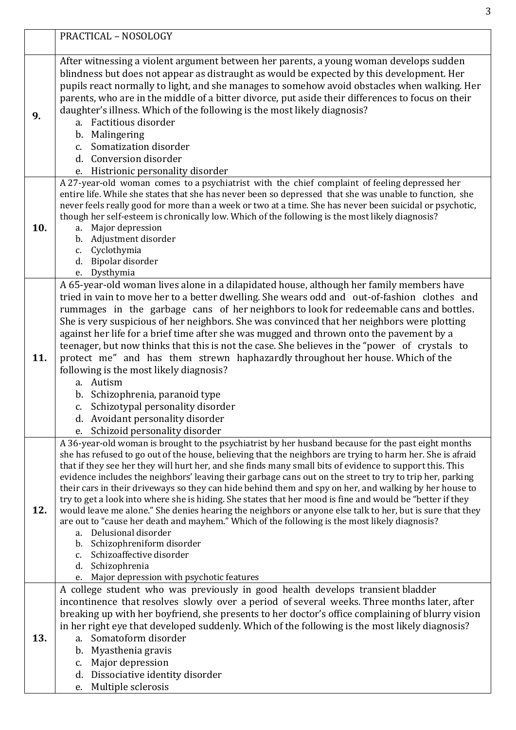| | PRACTICAL – NOSOLOGY |
|---|---|
| **9.** | After witnessing a violent argument between her parents, a young woman develops sudden blindness but does not appear as distraught as would be expected by this development. Her pupils react normally to light, and she manages to somehow avoid obstacles when walking. Her parents, who are in the middle of a bitter divorce, put aside their differences to focus on their daughter's illness. Which of the following is the most likely diagnosis?<br>a. Factitious disorder<br>b. Malingering<br>c. Somatization disorder<br>d. Conversion disorder<br>e. Histrionic personality disorder |
| **10.** | A 27-year-old woman comes to a psychiatrist with the chief complaint of feeling depressed her entire life. While she states that she has never been so depressed that she was unable to function, she never feels really good for more than a week or two at a time. She has never been suicidal or psychotic, though her self-esteem is chronically low. Which of the following is the most likely diagnosis?<br>a. Major depression<br>b. Adjustment disorder<br>c. Cyclothymia<br>d. Bipolar disorder<br>e. Dysthymia |
| **11.** | A 65-year-old woman lives alone in a dilapidated house, although her family members have tried in vain to move her to a better dwelling. She wears odd and out-of-fashion clothes and rummages in the garbage cans of her neighbors to look for redeemable cans and bottles. She is very suspicious of her neighbors. She was convinced that her neighbors were plotting against her life for a brief time after she was mugged and thrown onto the pavement by a teenager, but now thinks that this is not the case. She believes in the "power of crystals to protect me" and has them strewn haphazardly throughout her house. Which of the following is the most likely diagnosis?<br>a. Autism<br>b. Schizophrenia, paranoid type<br>c. Schizotypal personality disorder<br>d. Avoidant personality disorder<br>e. Schizoid personality disorder |
| **12.** | A 36-year-old woman is brought to the psychiatrist by her husband because for the past eight months she has refused to go out of the house, believing that the neighbors are trying to harm her. She is afraid that if they see her they will hurt her, and she finds many small bits of evidence to support this. This evidence includes the neighbors' leaving their garbage cans out on the street to try to trip her, parking their cars in their driveways so they can hide behind them and spy on her, and walking by her house to try to get a look into where she is hiding. She states that her mood is fine and would be "better if they would leave me alone." She denies hearing the neighbors or anyone else talk to her, but is sure that they are out to "cause her death and mayhem." Which of the following is the most likely diagnosis?<br>a. Delusional disorder<br>b. Schizophreniform disorder<br>c. Schizoaffective disorder<br>d. Schizophrenia<br>e. Major depression with psychotic features |
| **13.** | A college student who was previously in good health develops transient bladder incontinence that resolves slowly over a period of several weeks. Three months later, after breaking up with her boyfriend, she presents to her doctor's office complaining of blurry vision in her right eye that developed suddenly. Which of the following is the most likely diagnosis?<br>a. Somatoform disorder<br>b. Myasthenia gravis<br>c. Major depression<br>d. Dissociative identity disorder<br>e. Multiple sclerosis |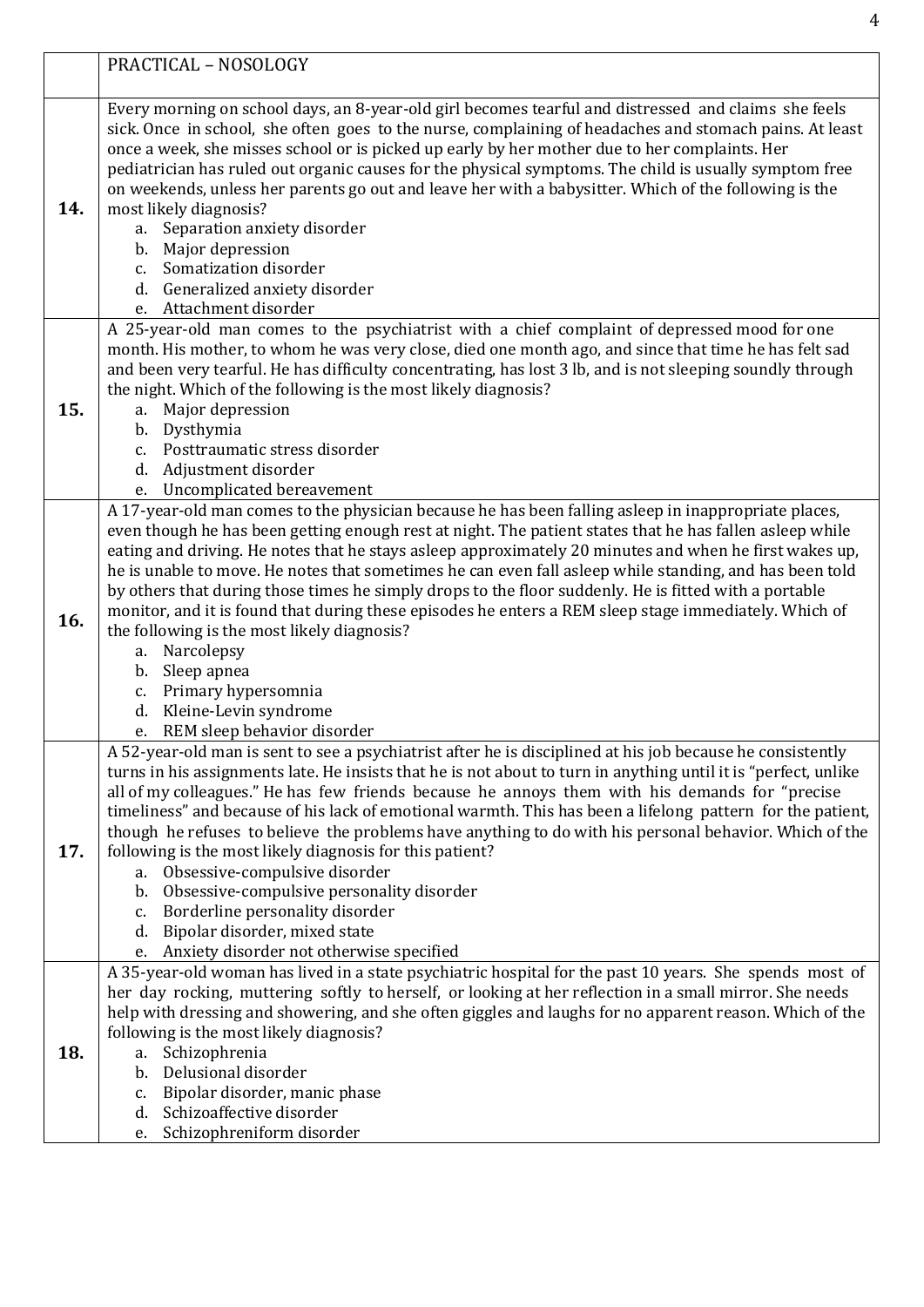| | PRACTICAL – NOSOLOGY |
|---|---|
| **14.** | Every morning on school days, an 8-year-old girl becomes tearful and distressed and claims she feels sick. Once in school, she often goes to the nurse, complaining of headaches and stomach pains. At least once a week, she misses school or is picked up early by her mother due to her complaints. Her pediatrician has ruled out organic causes for the physical symptoms. The child is usually symptom free on weekends, unless her parents go out and leave her with a babysitter. Which of the following is the most likely diagnosis?<br>a. Separation anxiety disorder<br>b. Major depression<br>c. Somatization disorder<br>d. Generalized anxiety disorder<br>e. Attachment disorder |
| **15.** | A 25-year-old man comes to the psychiatrist with a chief complaint of depressed mood for one month. His mother, to whom he was very close, died one month ago, and since that time he has felt sad and been very tearful. He has difficulty concentrating, has lost 3 lb, and is not sleeping soundly through the night. Which of the following is the most likely diagnosis?<br>a. Major depression<br>b. Dysthymia<br>c. Posttraumatic stress disorder<br>d. Adjustment disorder<br>e. Uncomplicated bereavement |
| **16.** | A 17-year-old man comes to the physician because he has been falling asleep in inappropriate places, even though he has been getting enough rest at night. The patient states that he has fallen asleep while eating and driving. He notes that he stays asleep approximately 20 minutes and when he first wakes up, he is unable to move. He notes that sometimes he can even fall asleep while standing, and has been told by others that during those times he simply drops to the floor suddenly. He is fitted with a portable monitor, and it is found that during these episodes he enters a REM sleep stage immediately. Which of the following is the most likely diagnosis?<br>a. Narcolepsy<br>b. Sleep apnea<br>c. Primary hypersomnia<br>d. Kleine-Levin syndrome<br>e. REM sleep behavior disorder |
| **17.** | A 52-year-old man is sent to see a psychiatrist after he is disciplined at his job because he consistently turns in his assignments late. He insists that he is not about to turn in anything until it is "perfect, unlike all of my colleagues." He has few friends because he annoys them with his demands for "precise timeliness" and because of his lack of emotional warmth. This has been a lifelong pattern for the patient, though he refuses to believe the problems have anything to do with his personal behavior. Which of the following is the most likely diagnosis for this patient?<br>a. Obsessive-compulsive disorder<br>b. Obsessive-compulsive personality disorder<br>c. Borderline personality disorder<br>d. Bipolar disorder, mixed state<br>e. Anxiety disorder not otherwise specified |
| **18.** | A 35-year-old woman has lived in a state psychiatric hospital for the past 10 years. She spends most of her day rocking, muttering softly to herself, or looking at her reflection in a small mirror. She needs help with dressing and showering, and she often giggles and laughs for no apparent reason. Which of the following is the most likely diagnosis?<br>a. Schizophrenia<br>b. Delusional disorder<br>c. Bipolar disorder, manic phase<br>d. Schizoaffective disorder<br>e. Schizophreniform disorder |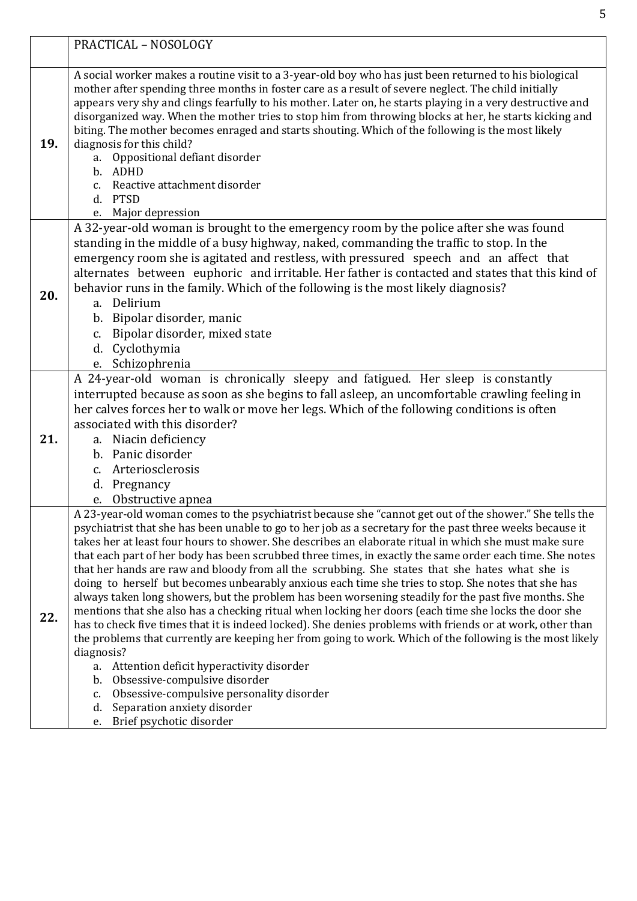| | PRACTICAL – NOSOLOGY |
|---|---|
| **19.** | A social worker makes a routine visit to a 3-year-old boy who has just been returned to his biological mother after spending three months in foster care as a result of severe neglect. The child initially appears very shy and clings fearfully to his mother. Later on, he starts playing in a very destructive and disorganized way. When the mother tries to stop him from throwing blocks at her, he starts kicking and biting. The mother becomes enraged and starts shouting. Which of the following is the most likely diagnosis for this child?<br>a. Oppositional defiant disorder<br>b. ADHD<br>c. Reactive attachment disorder<br>d. PTSD<br>e. Major depression |
| **20.** | A 32-year-old woman is brought to the emergency room by the police after she was found standing in the middle of a busy highway, naked, commanding the traffic to stop. In the emergency room she is agitated and restless, with pressured speech and an affect that alternates between euphoric and irritable. Her father is contacted and states that this kind of behavior runs in the family. Which of the following is the most likely diagnosis?<br>a. Delirium<br>b. Bipolar disorder, manic<br>c. Bipolar disorder, mixed state<br>d. Cyclothymia<br>e. Schizophrenia |
| **21.** | A 24-year-old woman is chronically sleepy and fatigued. Her sleep is constantly interrupted because as soon as she begins to fall asleep, an uncomfortable crawling feeling in her calves forces her to walk or move her legs. Which of the following conditions is often associated with this disorder?<br>a. Niacin deficiency<br>b. Panic disorder<br>c. Arteriosclerosis<br>d. Pregnancy<br>e. Obstructive apnea |
| **22.** | A 23-year-old woman comes to the psychiatrist because she "cannot get out of the shower." She tells the psychiatrist that she has been unable to go to her job as a secretary for the past three weeks because it takes her at least four hours to shower. She describes an elaborate ritual in which she must make sure that each part of her body has been scrubbed three times, in exactly the same order each time. She notes that her hands are raw and bloody from all the scrubbing. She states that she hates what she is doing to herself but becomes unbearably anxious each time she tries to stop. She notes that she has always taken long showers, but the problem has been worsening steadily for the past five months. She mentions that she also has a checking ritual when locking her doors (each time she locks the door she has to check five times that it is indeed locked). She denies problems with friends or at work, other than the problems that currently are keeping her from going to work. Which of the following is the most likely diagnosis?<br>a. Attention deficit hyperactivity disorder<br>b. Obsessive-compulsive disorder<br>c. Obsessive-compulsive personality disorder<br>d. Separation anxiety disorder<br>e. Brief psychotic disorder |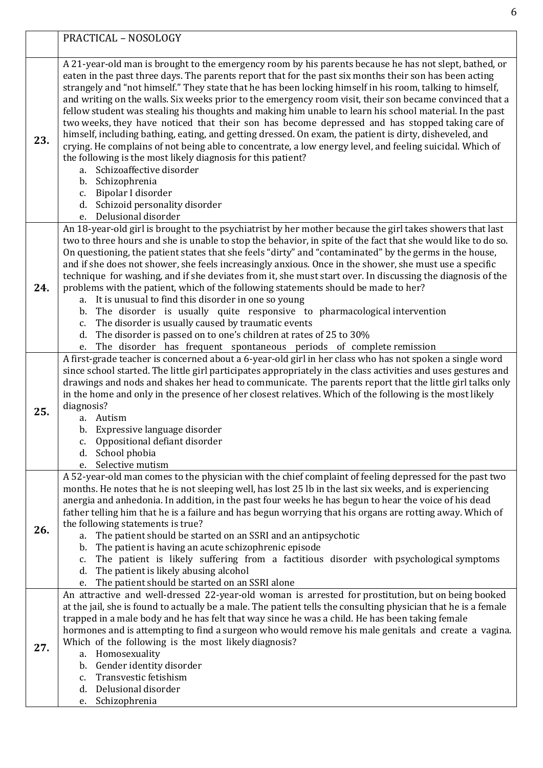| | PRACTICAL – NOSOLOGY |
|---|---|
| **23.** | A 21-year-old man is brought to the emergency room by his parents because he has not slept, bathed, or eaten in the past three days. The parents report that for the past six months their son has been acting strangely and "not himself." They state that he has been locking himself in his room, talking to himself, and writing on the walls. Six weeks prior to the emergency room visit, their son became convinced that a fellow student was stealing his thoughts and making him unable to learn his school material. In the past two weeks, they have noticed that their son has become depressed and has stopped taking care of himself, including bathing, eating, and getting dressed. On exam, the patient is dirty, disheveled, and crying. He complains of not being able to concentrate, a low energy level, and feeling suicidal. Which of the following is the most likely diagnosis for this patient?<br>a. Schizoaffective disorder<br>b. Schizophrenia<br>c. Bipolar I disorder<br>d. Schizoid personality disorder<br>e. Delusional disorder |
| **24.** | An 18-year-old girl is brought to the psychiatrist by her mother because the girl takes showers that last two to three hours and she is unable to stop the behavior, in spite of the fact that she would like to do so. On questioning, the patient states that she feels "dirty" and "contaminated" by the germs in the house, and if she does not shower, she feels increasingly anxious. Once in the shower, she must use a specific technique for washing, and if she deviates from it, she must start over. In discussing the diagnosis of the problems with the patient, which of the following statements should be made to her?<br>a. It is unusual to find this disorder in one so young<br>b. The disorder is usually quite responsive to pharmacological intervention<br>c. The disorder is usually caused by traumatic events<br>d. The disorder is passed on to one's children at rates of 25 to 30%<br>e. The disorder has frequent spontaneous periods of complete remission |
| **25.** | A first-grade teacher is concerned about a 6-year-old girl in her class who has not spoken a single word since school started. The little girl participates appropriately in the class activities and uses gestures and drawings and nods and shakes her head to communicate. The parents report that the little girl talks only in the home and only in the presence of her closest relatives. Which of the following is the most likely diagnosis?<br>a. Autism<br>b. Expressive language disorder<br>c. Oppositional defiant disorder<br>d. School phobia<br>e. Selective mutism |
| **26.** | A 52-year-old man comes to the physician with the chief complaint of feeling depressed for the past two months. He notes that he is not sleeping well, has lost 25 lb in the last six weeks, and is experiencing anergia and anhedonia. In addition, in the past four weeks he has begun to hear the voice of his dead father telling him that he is a failure and has begun worrying that his organs are rotting away. Which of the following statements is true?<br>a. The patient should be started on an SSRI and an antipsychotic<br>b. The patient is having an acute schizophrenic episode<br>c. The patient is likely suffering from a factitious disorder with psychological symptoms<br>d. The patient is likely abusing alcohol<br>e. The patient should be started on an SSRI alone |
| **27.** | An attractive and well-dressed 22-year-old woman is arrested for prostitution, but on being booked at the jail, she is found to actually be a male. The patient tells the consulting physician that he is a female trapped in a male body and he has felt that way since he was a child. He has been taking female hormones and is attempting to find a surgeon who would remove his male genitals and create a vagina. Which of the following is the most likely diagnosis?<br>a. Homosexuality<br>b. Gender identity disorder<br>c. Transvestic fetishism<br>d. Delusional disorder<br>e. Schizophrenia |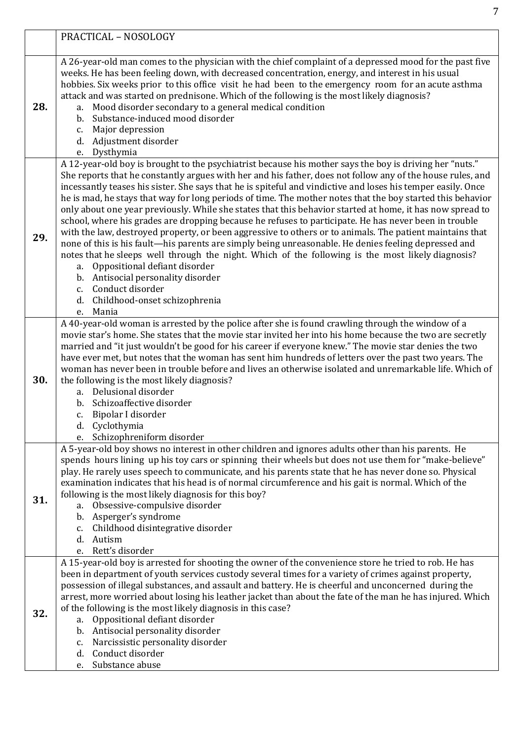| | PRACTICAL – NOSOLOGY |
|---|---|
| **28.** | A 26-year-old man comes to the physician with the chief complaint of a depressed mood for the past five weeks. He has been feeling down, with decreased concentration, energy, and interest in his usual hobbies. Six weeks prior to this office visit he had been to the emergency room for an acute asthma attack and was started on prednisone. Which of the following is the most likely diagnosis?<br>a. Mood disorder secondary to a general medical condition<br>b. Substance-induced mood disorder<br>c. Major depression<br>d. Adjustment disorder<br>e. Dysthymia |
| **29.** | A 12-year-old boy is brought to the psychiatrist because his mother says the boy is driving her "nuts." She reports that he constantly argues with her and his father, does not follow any of the house rules, and incessantly teases his sister. She says that he is spiteful and vindictive and loses his temper easily. Once he is mad, he stays that way for long periods of time. The mother notes that the boy started this behavior only about one year previously. While she states that this behavior started at home, it has now spread to school, where his grades are dropping because he refuses to participate. He has never been in trouble with the law, destroyed property, or been aggressive to others or to animals. The patient maintains that none of this is his fault—his parents are simply being unreasonable. He denies feeling depressed and notes that he sleeps well through the night. Which of the following is the most likely diagnosis?<br>a. Oppositional defiant disorder<br>b. Antisocial personality disorder<br>c. Conduct disorder<br>d. Childhood-onset schizophrenia<br>e. Mania |
| **30.** | A 40-year-old woman is arrested by the police after she is found crawling through the window of a movie star's home. She states that the movie star invited her into his home because the two are secretly married and "it just wouldn't be good for his career if everyone knew." The movie star denies the two have ever met, but notes that the woman has sent him hundreds of letters over the past two years. The woman has never been in trouble before and lives an otherwise isolated and unremarkable life. Which of the following is the most likely diagnosis?<br>a. Delusional disorder<br>b. Schizoaffective disorder<br>c. Bipolar I disorder<br>d. Cyclothymia<br>e. Schizophreniform disorder |
| **31.** | A 5-year-old boy shows no interest in other children and ignores adults other than his parents. He spends hours lining up his toy cars or spinning their wheels but does not use them for "make-believe" play. He rarely uses speech to communicate, and his parents state that he has never done so. Physical examination indicates that his head is of normal circumference and his gait is normal. Which of the following is the most likely diagnosis for this boy?<br>a. Obsessive-compulsive disorder<br>b. Asperger's syndrome<br>c. Childhood disintegrative disorder<br>d. Autism<br>e. Rett's disorder |
| **32.** | A 15-year-old boy is arrested for shooting the owner of the convenience store he tried to rob. He has been in department of youth services custody several times for a variety of crimes against property, possession of illegal substances, and assault and battery. He is cheerful and unconcerned during the arrest, more worried about losing his leather jacket than about the fate of the man he has injured. Which of the following is the most likely diagnosis in this case?<br>a. Oppositional defiant disorder<br>b. Antisocial personality disorder<br>c. Narcissistic personality disorder<br>d. Conduct disorder<br>e. Substance abuse |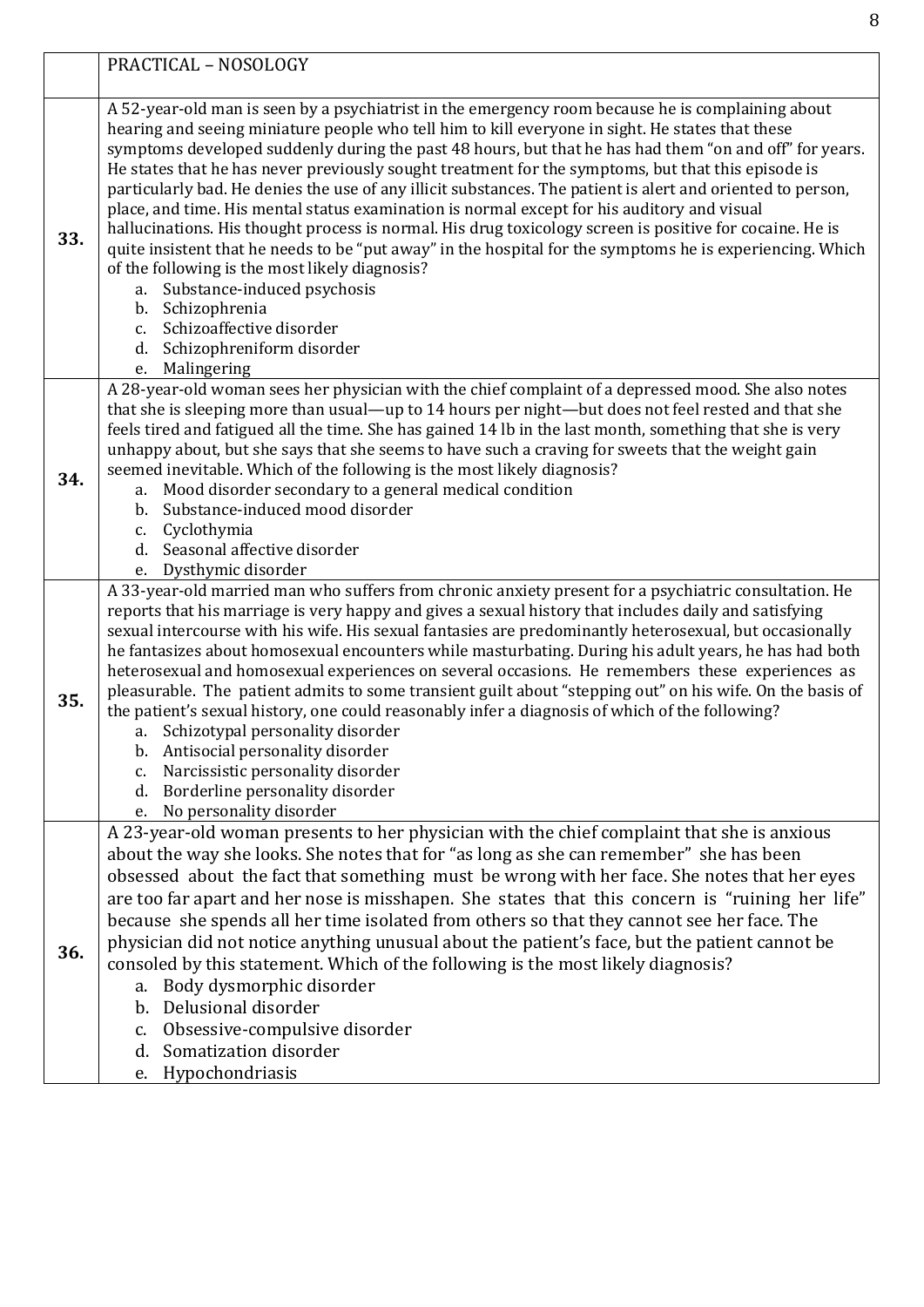| | PRACTICAL – NOSOLOGY |
|---|---|
| **33.** | A 52-year-old man is seen by a psychiatrist in the emergency room because he is complaining about hearing and seeing miniature people who tell him to kill everyone in sight. He states that these symptoms developed suddenly during the past 48 hours, but that he has had them "on and off" for years. He states that he has never previously sought treatment for the symptoms, but that this episode is particularly bad. He denies the use of any illicit substances. The patient is alert and oriented to person, place, and time. His mental status examination is normal except for his auditory and visual hallucinations. His thought process is normal. His drug toxicology screen is positive for cocaine. He is quite insistent that he needs to be "put away" in the hospital for the symptoms he is experiencing. Which of the following is the most likely diagnosis?<br>a. Substance-induced psychosis<br>b. Schizophrenia<br>c. Schizoaffective disorder<br>d. Schizophreniform disorder<br>e. Malingering |
| **34.** | A 28-year-old woman sees her physician with the chief complaint of a depressed mood. She also notes that she is sleeping more than usual—up to 14 hours per night—but does not feel rested and that she feels tired and fatigued all the time. She has gained 14 lb in the last month, something that she is very unhappy about, but she says that she seems to have such a craving for sweets that the weight gain seemed inevitable. Which of the following is the most likely diagnosis?<br>a. Mood disorder secondary to a general medical condition<br>b. Substance-induced mood disorder<br>c. Cyclothymia<br>d. Seasonal affective disorder<br>e. Dysthymic disorder |
| **35.** | A 33-year-old married man who suffers from chronic anxiety present for a psychiatric consultation. He reports that his marriage is very happy and gives a sexual history that includes daily and satisfying sexual intercourse with his wife. His sexual fantasies are predominantly heterosexual, but occasionally he fantasizes about homosexual encounters while masturbating. During his adult years, he has had both heterosexual and homosexual experiences on several occasions. He remembers these experiences as pleasurable. The patient admits to some transient guilt about "stepping out" on his wife. On the basis of the patient's sexual history, one could reasonably infer a diagnosis of which of the following?<br>a. Schizotypal personality disorder<br>b. Antisocial personality disorder<br>c. Narcissistic personality disorder<br>d. Borderline personality disorder<br>e. No personality disorder |
| **36.** | A 23-year-old woman presents to her physician with the chief complaint that she is anxious about the way she looks. She notes that for "as long as she can remember" she has been obsessed about the fact that something must be wrong with her face. She notes that her eyes are too far apart and her nose is misshapen. She states that this concern is "ruining her life" because she spends all her time isolated from others so that they cannot see her face. The physician did not notice anything unusual about the patient's face, but the patient cannot be consoled by this statement. Which of the following is the most likely diagnosis?<br>a. Body dysmorphic disorder<br>b. Delusional disorder<br>c. Obsessive-compulsive disorder<br>d. Somatization disorder<br>e. Hypochondriasis |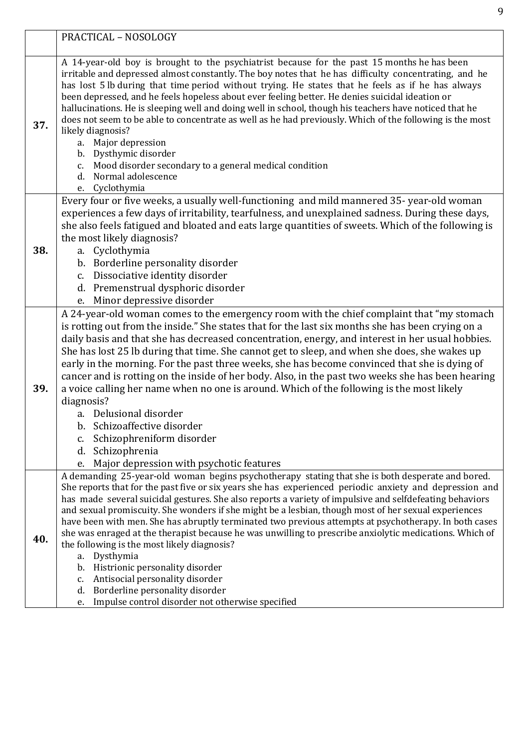| | PRACTICAL – NOSOLOGY |
|---|---|
| **37.** | A 14-year-old boy is brought to the psychiatrist because for the past 15 months he has been irritable and depressed almost constantly. The boy notes that he has difficulty concentrating, and he has lost 5 lb during that time period without trying. He states that he feels as if he has always been depressed, and he feels hopeless about ever feeling better. He denies suicidal ideation or hallucinations. He is sleeping well and doing well in school, though his teachers have noticed that he does not seem to be able to concentrate as well as he had previously. Which of the following is the most likely diagnosis?<br>a. Major depression<br>b. Dysthymic disorder<br>c. Mood disorder secondary to a general medical condition<br>d. Normal adolescence<br>e. Cyclothymia |
| **38.** | Every four or five weeks, a usually well-functioning and mild mannered 35- year-old woman experiences a few days of irritability, tearfulness, and unexplained sadness. During these days, she also feels fatigued and bloated and eats large quantities of sweets. Which of the following is the most likely diagnosis?<br>a. Cyclothymia<br>b. Borderline personality disorder<br>c. Dissociative identity disorder<br>d. Premenstrual dysphoric disorder<br>e. Minor depressive disorder |
| **39.** | A 24-year-old woman comes to the emergency room with the chief complaint that "my stomach is rotting out from the inside." She states that for the last six months she has been crying on a daily basis and that she has decreased concentration, energy, and interest in her usual hobbies. She has lost 25 lb during that time. She cannot get to sleep, and when she does, she wakes up early in the morning. For the past three weeks, she has become convinced that she is dying of cancer and is rotting on the inside of her body. Also, in the past two weeks she has been hearing a voice calling her name when no one is around. Which of the following is the most likely diagnosis?<br>a. Delusional disorder<br>b. Schizoaffective disorder<br>c. Schizophreniform disorder<br>d. Schizophrenia<br>e. Major depression with psychotic features |
| **40.** | A demanding 25-year-old woman begins psychotherapy stating that she is both desperate and bored. She reports that for the past five or six years she has experienced periodic anxiety and depression and has made several suicidal gestures. She also reports a variety of impulsive and selfdefeating behaviors and sexual promiscuity. She wonders if she might be a lesbian, though most of her sexual experiences have been with men. She has abruptly terminated two previous attempts at psychotherapy. In both cases she was enraged at the therapist because he was unwilling to prescribe anxiolytic medications. Which of the following is the most likely diagnosis?<br>a. Dysthymia<br>b. Histrionic personality disorder<br>c. Antisocial personality disorder<br>d. Borderline personality disorder<br>e. Impulse control disorder not otherwise specified |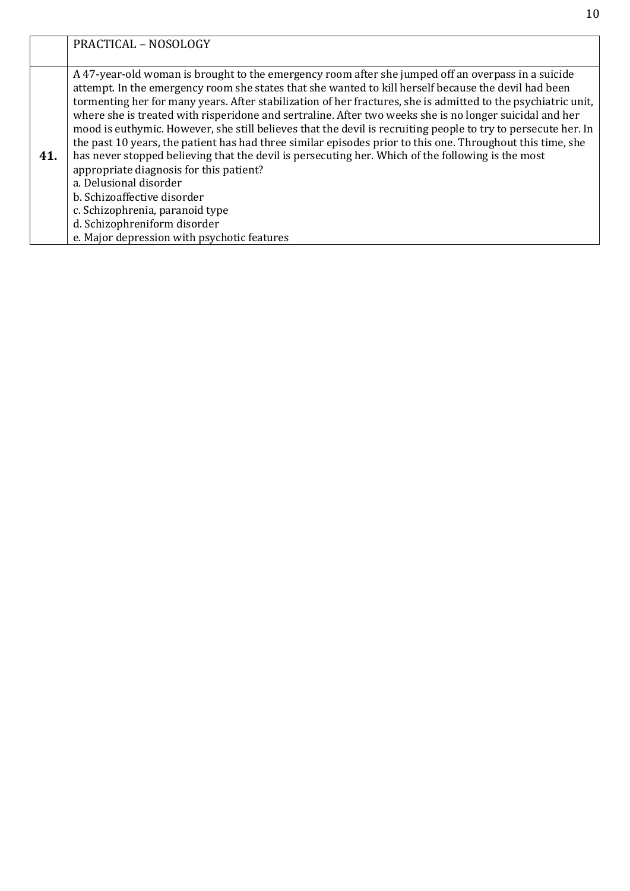| | PRACTICAL – NOSOLOGY |
|---|---|
| **41.** | A 47-year-old woman is brought to the emergency room after she jumped off an overpass in a suicide attempt. In the emergency room she states that she wanted to kill herself because the devil had been tormenting her for many years. After stabilization of her fractures, she is admitted to the psychiatric unit, where she is treated with risperidone and sertraline. After two weeks she is no longer suicidal and her mood is euthymic. However, she still believes that the devil is recruiting people to try to persecute her. In the past 10 years, the patient has had three similar episodes prior to this one. Throughout this time, she has never stopped believing that the devil is persecuting her. Which of the following is the most appropriate diagnosis for this patient?<br>a. Delusional disorder<br>b. Schizoaffective disorder<br>c. Schizophrenia, paranoid type<br>d. Schizophreniform disorder<br>e. Major depression with psychotic features |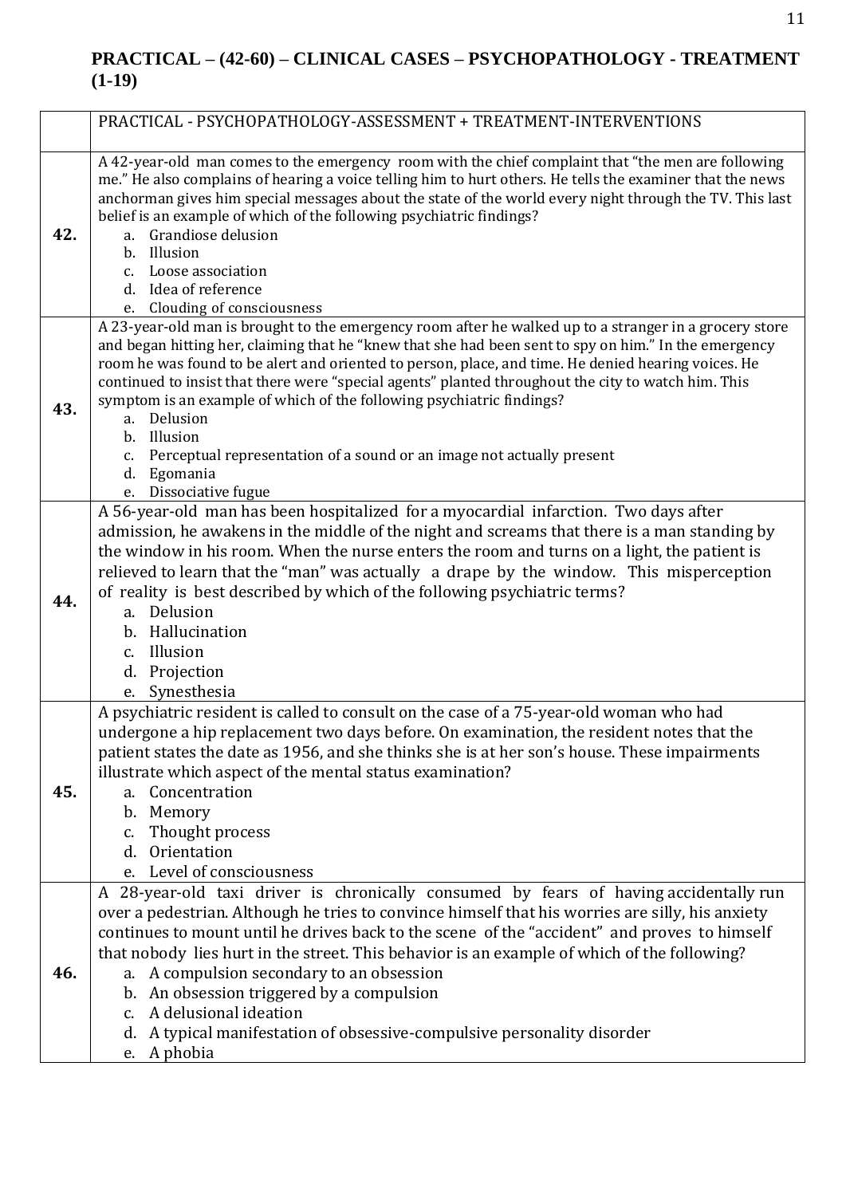## PRACTICAL – (42-60) – CLINICAL CASES – PSYCHOPATHOLOGY - TREATMENT (1-19)

| | PRACTICAL - PSYCHOPATHOLOGY-ASSESSMENT + TREATMENT-INTERVENTIONS |
|---|---|
| **42.** | A 42-year-old man comes to the emergency room with the chief complaint that "the men are following me." He also complains of hearing a voice telling him to hurt others. He tells the examiner that the news anchorman gives him special messages about the state of the world every night through the TV. This last belief is an example of which of the following psychiatric findings?<br>a. Grandiose delusion<br>b. Illusion<br>c. Loose association<br>d. Idea of reference<br>e. Clouding of consciousness |
| **43.** | A 23-year-old man is brought to the emergency room after he walked up to a stranger in a grocery store and began hitting her, claiming that he "knew that she had been sent to spy on him." In the emergency room he was found to be alert and oriented to person, place, and time. He denied hearing voices. He continued to insist that there were "special agents" planted throughout the city to watch him. This symptom is an example of which of the following psychiatric findings?<br>a. Delusion<br>b. Illusion<br>c. Perceptual representation of a sound or an image not actually present<br>d. Egomania<br>e. Dissociative fugue |
| **44.** | A 56-year-old man has been hospitalized for a myocardial infarction. Two days after admission, he awakens in the middle of the night and screams that there is a man standing by the window in his room. When the nurse enters the room and turns on a light, the patient is relieved to learn that the "man" was actually a drape by the window. This misperception of reality is best described by which of the following psychiatric terms?<br>a. Delusion<br>b. Hallucination<br>c. Illusion<br>d. Projection<br>e. Synesthesia |
| **45.** | A psychiatric resident is called to consult on the case of a 75-year-old woman who had undergone a hip replacement two days before. On examination, the resident notes that the patient states the date as 1956, and she thinks she is at her son's house. These impairments illustrate which aspect of the mental status examination?<br>a. Concentration<br>b. Memory<br>c. Thought process<br>d. Orientation<br>e. Level of consciousness |
| **46.** | A 28-year-old taxi driver is chronically consumed by fears of having accidentally run over a pedestrian. Although he tries to convince himself that his worries are silly, his anxiety continues to mount until he drives back to the scene of the "accident" and proves to himself that nobody lies hurt in the street. This behavior is an example of which of the following?<br>a. A compulsion secondary to an obsession<br>b. An obsession triggered by a compulsion<br>c. A delusional ideation<br>d. A typical manifestation of obsessive-compulsive personality disorder<br>e. A phobia |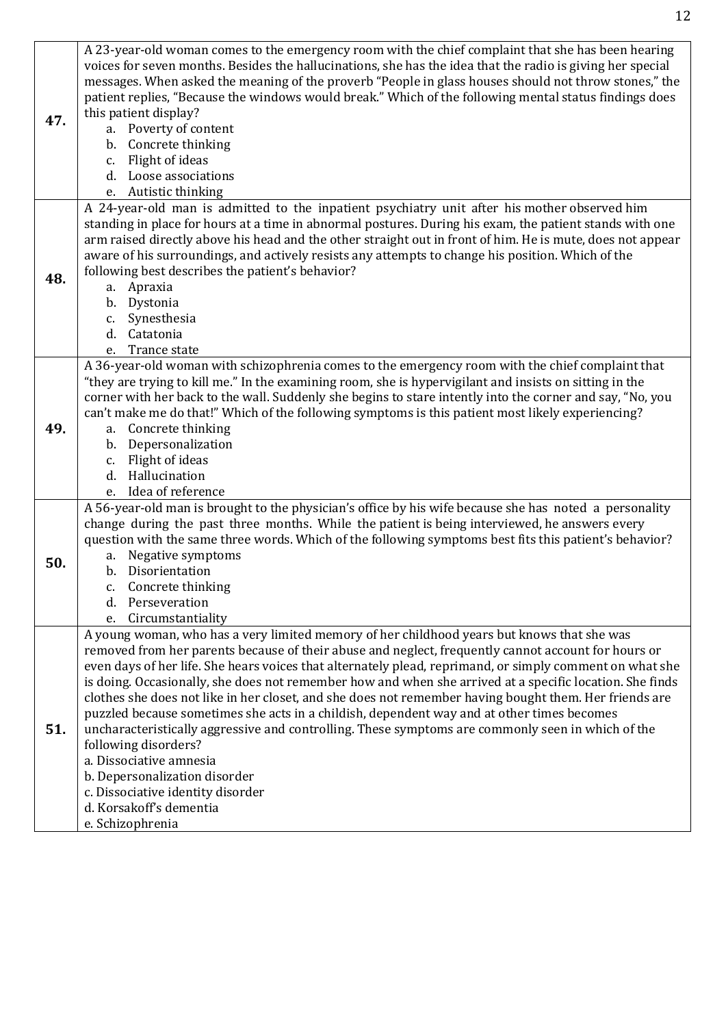**47.** A 23-year-old woman comes to the emergency room with the chief complaint that she has been hearing voices for seven months. Besides the hallucinations, she has the idea that the radio is giving her special messages. When asked the meaning of the proverb "People in glass houses should not throw stones," the patient replies, "Because the windows would break." Which of the following mental status findings does this patient display?

a. Poverty of content
b. Concrete thinking
c. Flight of ideas
d. Loose associations
e. Autistic thinking

**48.** A 24-year-old man is admitted to the inpatient psychiatry unit after his mother observed him standing in place for hours at a time in abnormal postures. During his exam, the patient stands with one arm raised directly above his head and the other straight out in front of him. He is mute, does not appear aware of his surroundings, and actively resists any attempts to change his position. Which of the following best describes the patient's behavior?

a. Apraxia
b. Dystonia
c. Synesthesia
d. Catatonia
e. Trance state

**49.** A 36-year-old woman with schizophrenia comes to the emergency room with the chief complaint that "they are trying to kill me." In the examining room, she is hypervigilant and insists on sitting in the corner with her back to the wall. Suddenly she begins to stare intently into the corner and say, "No, you can't make me do that!" Which of the following symptoms is this patient most likely experiencing?

a. Concrete thinking
b. Depersonalization
c. Flight of ideas
d. Hallucination
e. Idea of reference

**50.** A 56-year-old man is brought to the physician's office by his wife because she has noted a personality change during the past three months. While the patient is being interviewed, he answers every question with the same three words. Which of the following symptoms best fits this patient's behavior?

a. Negative symptoms
b. Disorientation
c. Concrete thinking
d. Perseveration
e. Circumstantiality

**51.** A young woman, who has a very limited memory of her childhood years but knows that she was removed from her parents because of their abuse and neglect, frequently cannot account for hours or even days of her life. She hears voices that alternately plead, reprimand, or simply comment on what she is doing. Occasionally, she does not remember how and when she arrived at a specific location. She finds clothes she does not like in her closet, and she does not remember having bought them. Her friends are puzzled because sometimes she acts in a childish, dependent way and at other times becomes uncharacteristically aggressive and controlling. These symptoms are commonly seen in which of the following disorders?

a. Dissociative amnesia
b. Depersonalization disorder
c. Dissociative identity disorder
d. Korsakoff's dementia
e. Schizophrenia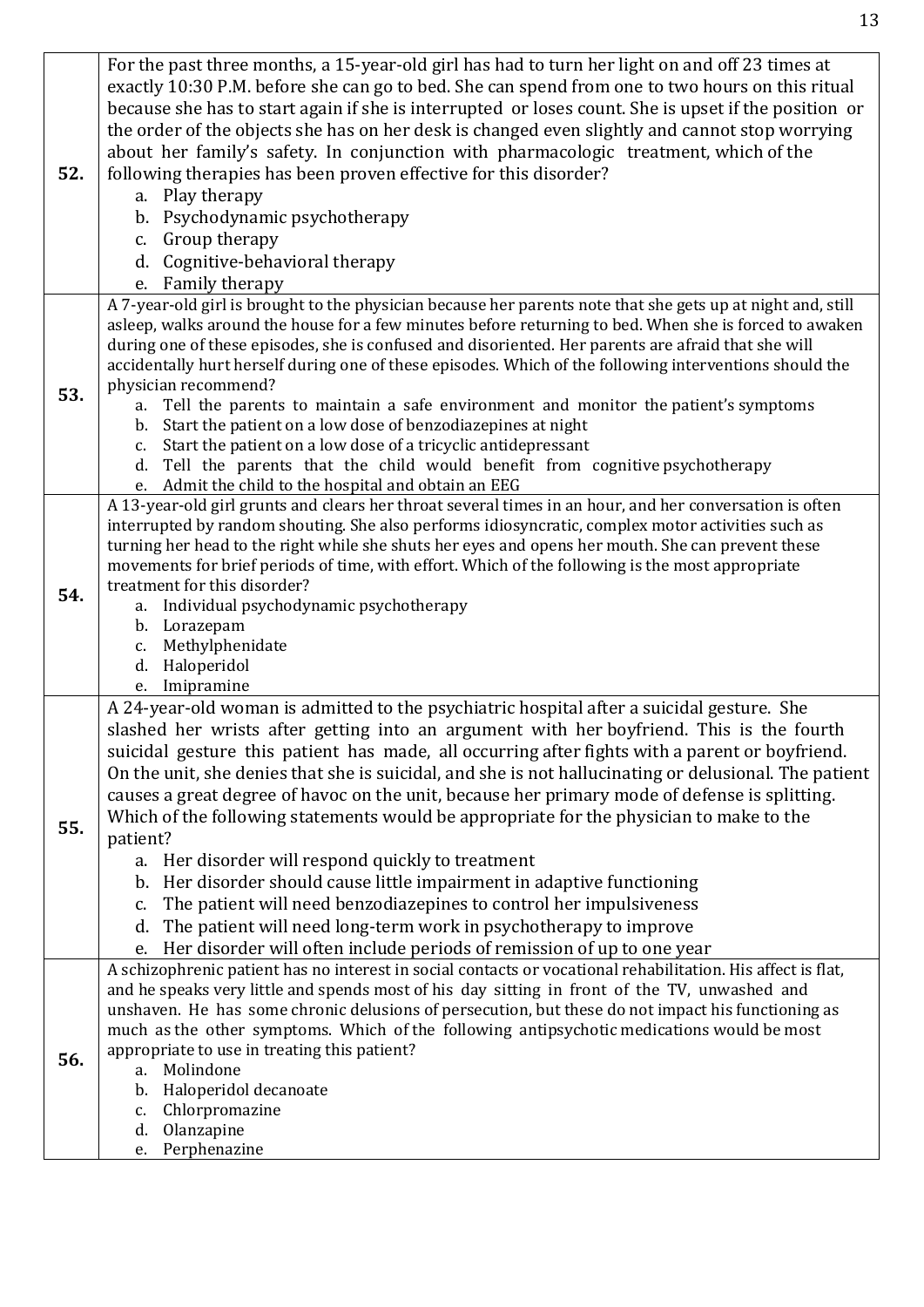| | |
|---|---|
| **52.** | For the past three months, a 15-year-old girl has had to turn her light on and off 23 times at exactly 10:30 P.M. before she can go to bed. She can spend from one to two hours on this ritual because she has to start again if she is interrupted or loses count. She is upset if the position or the order of the objects she has on her desk is changed even slightly and cannot stop worrying about her family's safety. In conjunction with pharmacologic treatment, which of the following therapies has been proven effective for this disorder?<br>a. Play therapy<br>b. Psychodynamic psychotherapy<br>c. Group therapy<br>d. Cognitive-behavioral therapy<br>e. Family therapy |
| **53.** | A 7-year-old girl is brought to the physician because her parents note that she gets up at night and, still asleep, walks around the house for a few minutes before returning to bed. When she is forced to awaken during one of these episodes, she is confused and disoriented. Her parents are afraid that she will accidentally hurt herself during one of these episodes. Which of the following interventions should the physician recommend?<br>a. Tell the parents to maintain a safe environment and monitor the patient's symptoms<br>b. Start the patient on a low dose of benzodiazepines at night<br>c. Start the patient on a low dose of a tricyclic antidepressant<br>d. Tell the parents that the child would benefit from cognitive psychotherapy<br>e. Admit the child to the hospital and obtain an EEG |
| **54.** | A 13-year-old girl grunts and clears her throat several times in an hour, and her conversation is often interrupted by random shouting. She also performs idiosyncratic, complex motor activities such as turning her head to the right while she shuts her eyes and opens her mouth. She can prevent these movements for brief periods of time, with effort. Which of the following is the most appropriate treatment for this disorder?<br>a. Individual psychodynamic psychotherapy<br>b. Lorazepam<br>c. Methylphenidate<br>d. Haloperidol<br>e. Imipramine |
| **55.** | A 24-year-old woman is admitted to the psychiatric hospital after a suicidal gesture. She slashed her wrists after getting into an argument with her boyfriend. This is the fourth suicidal gesture this patient has made, all occurring after fights with a parent or boyfriend. On the unit, she denies that she is suicidal, and she is not hallucinating or delusional. The patient causes a great degree of havoc on the unit, because her primary mode of defense is splitting. Which of the following statements would be appropriate for the physician to make to the patient?<br>a. Her disorder will respond quickly to treatment<br>b. Her disorder should cause little impairment in adaptive functioning<br>c. The patient will need benzodiazepines to control her impulsiveness<br>d. The patient will need long-term work in psychotherapy to improve<br>e. Her disorder will often include periods of remission of up to one year |
| **56.** | A schizophrenic patient has no interest in social contacts or vocational rehabilitation. His affect is flat, and he speaks very little and spends most of his day sitting in front of the TV, unwashed and unshaven. He has some chronic delusions of persecution, but these do not impact his functioning as much as the other symptoms. Which of the following antipsychotic medications would be most appropriate to use in treating this patient?<br>a. Molindone<br>b. Haloperidol decanoate<br>c. Chlorpromazine<br>d. Olanzapine<br>e. Perphenazine |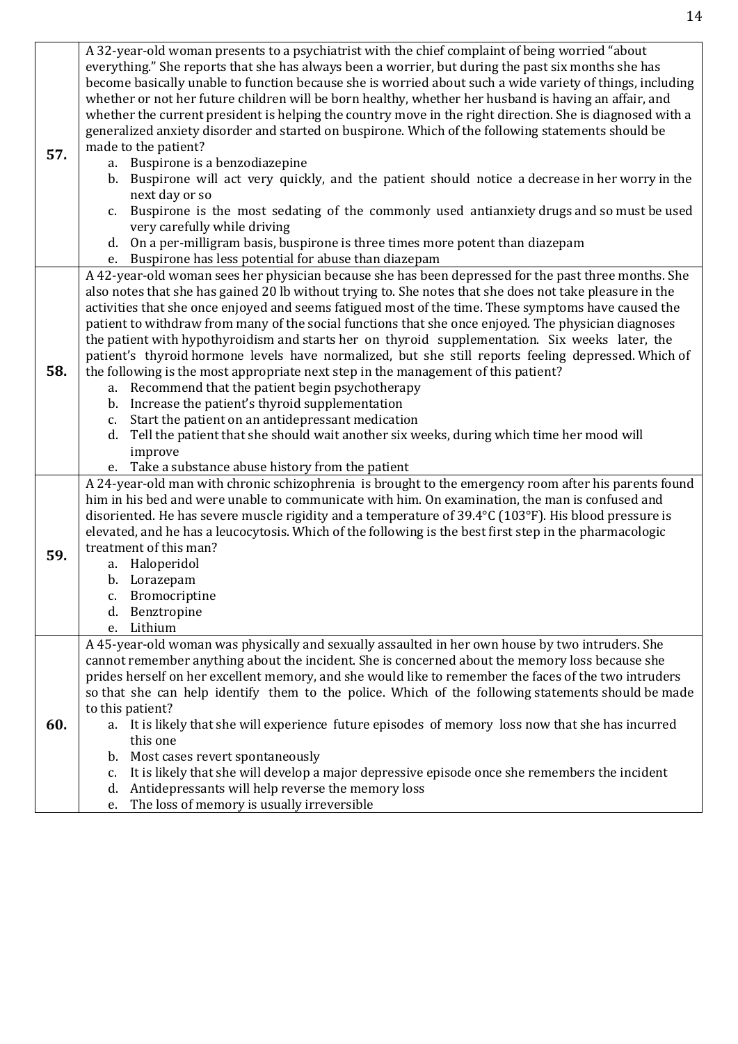| | |
|---|---|
| **57.** | A 32-year-old woman presents to a psychiatrist with the chief complaint of being worried "about everything." She reports that she has always been a worrier, but during the past six months she has become basically unable to function because she is worried about such a wide variety of things, including whether or not her future children will be born healthy, whether her husband is having an affair, and whether the current president is helping the country move in the right direction. She is diagnosed with a generalized anxiety disorder and started on buspirone. Which of the following statements should be made to the patient?<br>a. Buspirone is a benzodiazepine<br>b. Buspirone will act very quickly, and the patient should notice a decrease in her worry in the next day or so<br>c. Buspirone is the most sedating of the commonly used antianxiety drugs and so must be used very carefully while driving<br>d. On a per-milligram basis, buspirone is three times more potent than diazepam<br>e. Buspirone has less potential for abuse than diazepam |
| **58.** | A 42-year-old woman sees her physician because she has been depressed for the past three months. She also notes that she has gained 20 lb without trying to. She notes that she does not take pleasure in the activities that she once enjoyed and seems fatigued most of the time. These symptoms have caused the patient to withdraw from many of the social functions that she once enjoyed. The physician diagnoses the patient with hypothyroidism and starts her on thyroid supplementation. Six weeks later, the patient's thyroid hormone levels have normalized, but she still reports feeling depressed. Which of the following is the most appropriate next step in the management of this patient?<br>a. Recommend that the patient begin psychotherapy<br>b. Increase the patient's thyroid supplementation<br>c. Start the patient on an antidepressant medication<br>d. Tell the patient that she should wait another six weeks, during which time her mood will improve<br>e. Take a substance abuse history from the patient |
| **59.** | A 24-year-old man with chronic schizophrenia is brought to the emergency room after his parents found him in his bed and were unable to communicate with him. On examination, the man is confused and disoriented. He has severe muscle rigidity and a temperature of 39.4°C (103°F). His blood pressure is elevated, and he has a leucocytosis. Which of the following is the best first step in the pharmacologic treatment of this man?<br>a. Haloperidol<br>b. Lorazepam<br>c. Bromocriptine<br>d. Benztropine<br>e. Lithium |
| **60.** | A 45-year-old woman was physically and sexually assaulted in her own house by two intruders. She cannot remember anything about the incident. She is concerned about the memory loss because she prides herself on her excellent memory, and she would like to remember the faces of the two intruders so that she can help identify them to the police. Which of the following statements should be made to this patient?<br>a. It is likely that she will experience future episodes of memory loss now that she has incurred this one<br>b. Most cases revert spontaneously<br>c. It is likely that she will develop a major depressive episode once she remembers the incident<br>d. Antidepressants will help reverse the memory loss<br>e. The loss of memory is usually irreversible |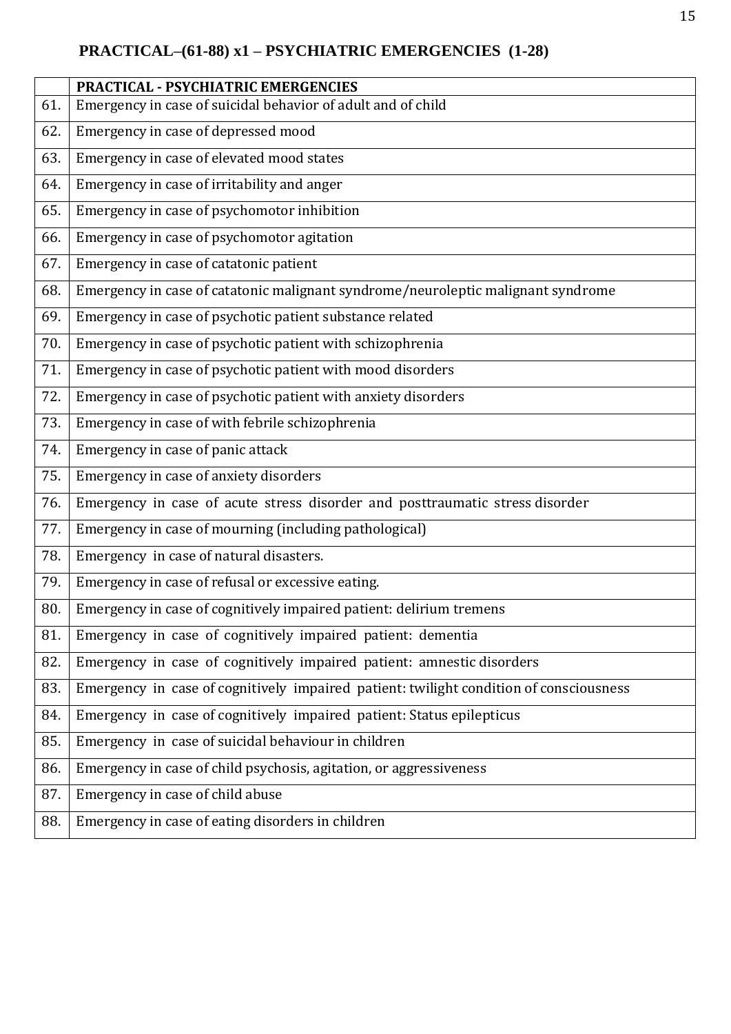## PRACTICAL–(61-88) x1 – PSYCHIATRIC EMERGENCIES (1-28)

| | PRACTICAL - PSYCHIATRIC EMERGENCIES |
|---|---|
| 61. | Emergency in case of suicidal behavior of adult and of child |
| 62. | Emergency in case of depressed mood |
| 63. | Emergency in case of elevated mood states |
| 64. | Emergency in case of irritability and anger |
| 65. | Emergency in case of psychomotor inhibition |
| 66. | Emergency in case of psychomotor agitation |
| 67. | Emergency in case of catatonic patient |
| 68. | Emergency in case of catatonic malignant syndrome/neuroleptic malignant syndrome |
| 69. | Emergency in case of psychotic patient substance related |
| 70. | Emergency in case of psychotic patient with schizophrenia |
| 71. | Emergency in case of psychotic patient with mood disorders |
| 72. | Emergency in case of psychotic patient with anxiety disorders |
| 73. | Emergency in case of with febrile schizophrenia |
| 74. | Emergency in case of panic attack |
| 75. | Emergency in case of anxiety disorders |
| 76. | Emergency in case of acute stress disorder and posttraumatic stress disorder |
| 77. | Emergency in case of mourning (including pathological) |
| 78. | Emergency in case of natural disasters. |
| 79. | Emergency in case of refusal or excessive eating. |
| 80. | Emergency in case of cognitively impaired patient: delirium tremens |
| 81. | Emergency in case of cognitively impaired patient: dementia |
| 82. | Emergency in case of cognitively impaired patient: amnestic disorders |
| 83. | Emergency in case of cognitively impaired patient: twilight condition of consciousness |
| 84. | Emergency in case of cognitively impaired patient: Status epilepticus |
| 85. | Emergency in case of suicidal behaviour in children |
| 86. | Emergency in case of child psychosis, agitation, or aggressiveness |
| 87. | Emergency in case of child abuse |
| 88. | Emergency in case of eating disorders in children |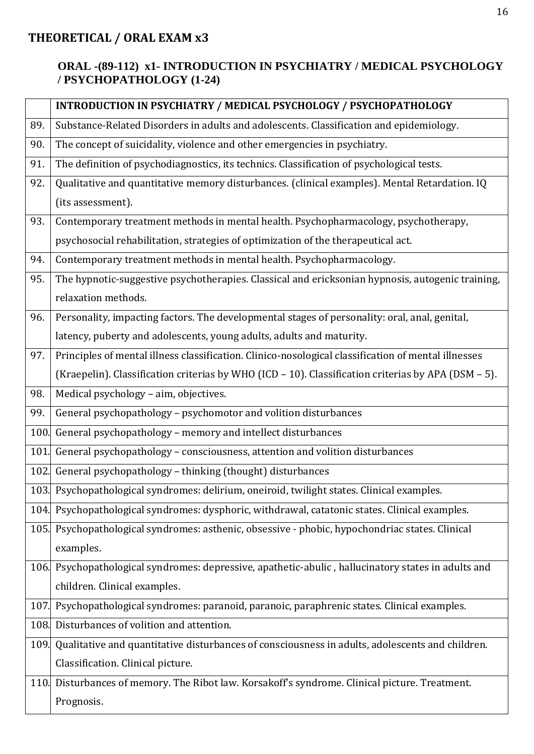## THEORETICAL / ORAL EXAM x3

### ORAL -(89-112) x1- INTRODUCTION IN PSYCHIATRY / MEDICAL PSYCHOLOGY / PSYCHOPATHOLOGY (1-24)

| | INTRODUCTION IN PSYCHIATRY / MEDICAL PSYCHOLOGY / PSYCHOPATHOLOGY |
|---|---|
| 89. | Substance-Related Disorders in adults and adolescents. Classification and epidemiology. |
| 90. | The concept of suicidality, violence and other emergencies in psychiatry. |
| 91. | The definition of psychodiagnostics, its technics. Classification of psychological tests. |
| 92. | Qualitative and quantitative memory disturbances. (clinical examples). Mental Retardation. IQ (its assessment). |
| 93. | Contemporary treatment methods in mental health. Psychopharmacology, psychotherapy, psychosocial rehabilitation, strategies of optimization of the therapeutical act. |
| 94. | Contemporary treatment methods in mental health. Psychopharmacology. |
| 95. | The hypnotic-suggestive psychotherapies. Classical and ericksonian hypnosis, autogenic training, relaxation methods. |
| 96. | Personality, impacting factors. The developmental stages of personality: oral, anal, genital, latency, puberty and adolescents, young adults, adults and maturity. |
| 97. | Principles of mental illness classification. Clinico-nosological classification of mental illnesses (Kraepelin). Classification criterias by WHO (ICD – 10). Classification criterias by APA (DSM – 5). |
| 98. | Medical psychology – aim, objectives. |
| 99. | General psychopathology – psychomotor and volition disturbances |
| 100. | General psychopathology – memory and intellect disturbances |
| 101. | General psychopathology – consciousness, attention and volition disturbances |
| 102. | General psychopathology – thinking (thought) disturbances |
| 103. | Psychopathological syndromes: delirium, oneiroid, twilight states. Clinical examples. |
| 104. | Psychopathological syndromes: dysphoric, withdrawal, catatonic states. Clinical examples. |
| 105. | Psychopathological syndromes: asthenic, obsessive - phobic, hypochondriac states. Clinical examples. |
| 106. | Psychopathological syndromes: depressive, apathetic-abulic , hallucinatory states in adults and children. Clinical examples. |
| 107. | Psychopathological syndromes: paranoid, paranoic, paraphrenic states. Clinical examples. |
| 108. | Disturbances of volition and attention. |
| 109. | Qualitative and quantitative disturbances of consciousness in adults, adolescents and children. Classification. Clinical picture. |
| 110. | Disturbances of memory. The Ribot law. Korsakoff's syndrome. Clinical picture. Treatment. Prognosis. |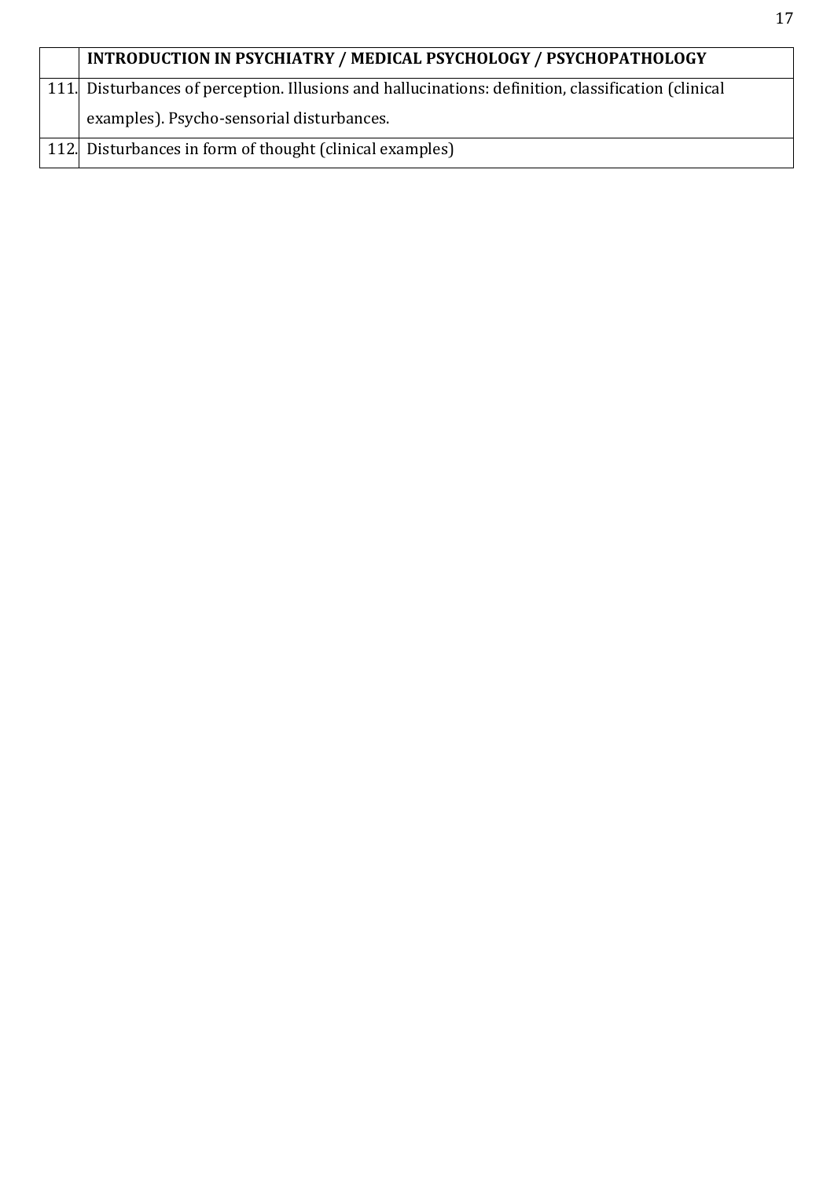| | INTRODUCTION IN PSYCHIATRY / MEDICAL PSYCHOLOGY / PSYCHOPATHOLOGY |
|---|---|
| 111. | Disturbances of perception. Illusions and hallucinations: definition, classification (clinical examples). Psycho-sensorial disturbances. |
| 112. | Disturbances in form of thought (clinical examples) |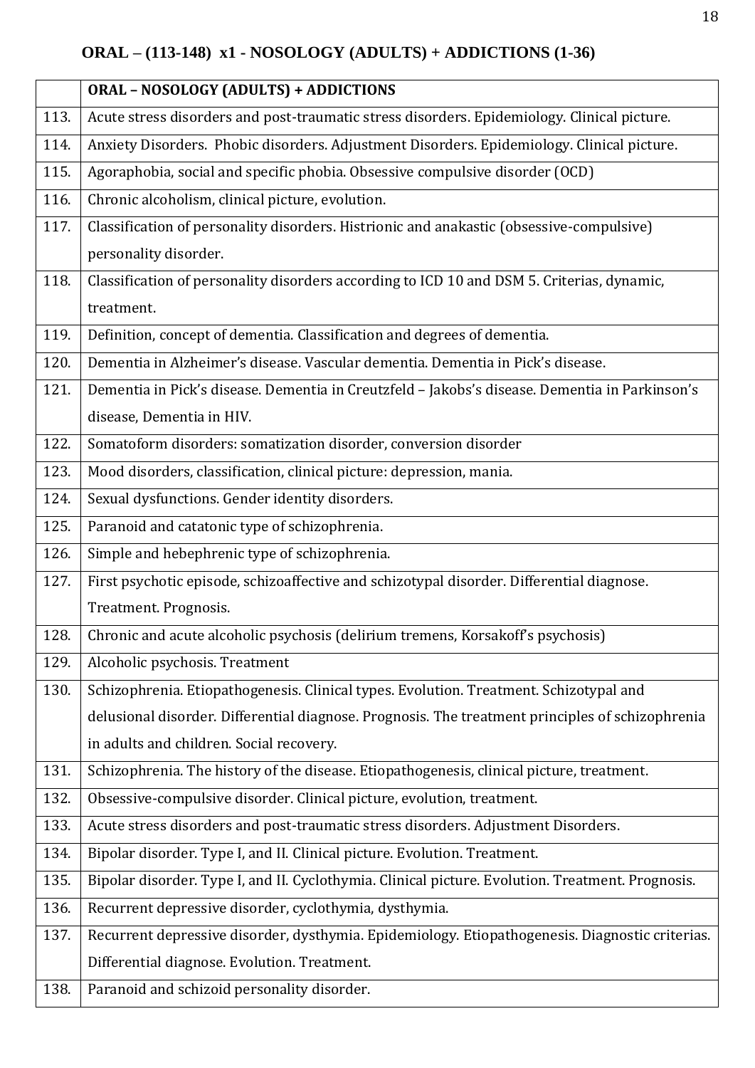## ORAL – (113-148) x1 - NOSOLOGY (ADULTS) + ADDICTIONS (1-36)

| | **ORAL – NOSOLOGY (ADULTS) + ADDICTIONS** |
|---|---|
| 113. | Acute stress disorders and post-traumatic stress disorders. Epidemiology. Clinical picture. |
| 114. | Anxiety Disorders. Phobic disorders. Adjustment Disorders. Epidemiology. Clinical picture. |
| 115. | Agoraphobia, social and specific phobia. Obsessive compulsive disorder (OCD) |
| 116. | Chronic alcoholism, clinical picture, evolution. |
| 117. | Classification of personality disorders. Histrionic and anakastic (obsessive-compulsive) personality disorder. |
| 118. | Classification of personality disorders according to ICD 10 and DSM 5. Criterias, dynamic, treatment. |
| 119. | Definition, concept of dementia. Classification and degrees of dementia. |
| 120. | Dementia in Alzheimer's disease. Vascular dementia. Dementia in Pick's disease. |
| 121. | Dementia in Pick's disease. Dementia in Creutzfeld – Jakobs's disease. Dementia in Parkinson's disease, Dementia in HIV. |
| 122. | Somatoform disorders: somatization disorder, conversion disorder |
| 123. | Mood disorders, classification, clinical picture: depression, mania. |
| 124. | Sexual dysfunctions. Gender identity disorders. |
| 125. | Paranoid and catatonic type of schizophrenia. |
| 126. | Simple and hebephrenic type of schizophrenia. |
| 127. | First psychotic episode, schizoaffective and schizotypal disorder. Differential diagnose. Treatment. Prognosis. |
| 128. | Chronic and acute alcoholic psychosis (delirium tremens, Korsakoff's psychosis) |
| 129. | Alcoholic psychosis. Treatment |
| 130. | Schizophrenia. Etiopathogenesis. Clinical types. Evolution. Treatment. Schizotypal and delusional disorder. Differential diagnose. Prognosis. The treatment principles of schizophrenia in adults and children. Social recovery. |
| 131. | Schizophrenia. The history of the disease. Etiopathogenesis, clinical picture, treatment. |
| 132. | Obsessive-compulsive disorder. Clinical picture, evolution, treatment. |
| 133. | Acute stress disorders and post-traumatic stress disorders. Adjustment Disorders. |
| 134. | Bipolar disorder. Type I, and II. Clinical picture. Evolution. Treatment. |
| 135. | Bipolar disorder. Type I, and II. Cyclothymia. Clinical picture. Evolution. Treatment. Prognosis. |
| 136. | Recurrent depressive disorder, cyclothymia, dysthymia. |
| 137. | Recurrent depressive disorder, dysthymia. Epidemiology. Etiopathogenesis. Diagnostic criterias. Differential diagnose. Evolution. Treatment. |
| 138. | Paranoid and schizoid personality disorder. |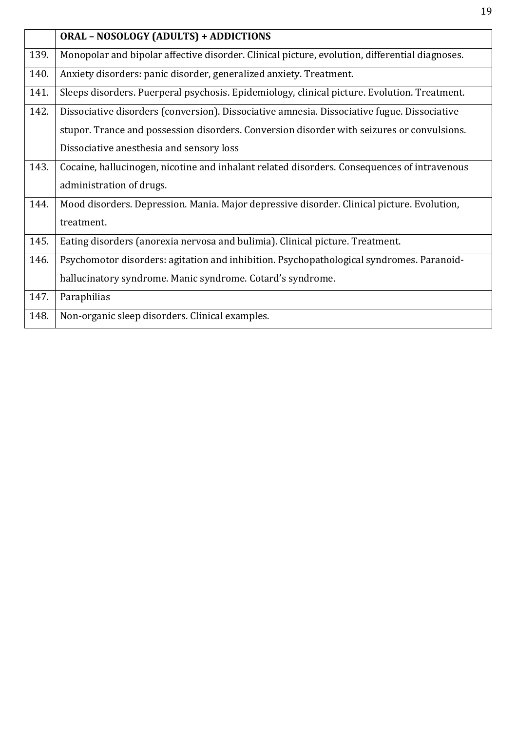| | ORAL – NOSOLOGY (ADULTS) + ADDICTIONS |
|---|---|
| 139. | Monopolar and bipolar affective disorder. Clinical picture, evolution, differential diagnoses. |
| 140. | Anxiety disorders: panic disorder, generalized anxiety. Treatment. |
| 141. | Sleeps disorders. Puerperal psychosis. Epidemiology, clinical picture. Evolution. Treatment. |
| 142. | Dissociative disorders (conversion). Dissociative amnesia. Dissociative fugue. Dissociative stupor. Trance and possession disorders. Conversion disorder with seizures or convulsions. Dissociative anesthesia and sensory loss |
| 143. | Cocaine, hallucinogen, nicotine and inhalant related disorders. Consequences of intravenous administration of drugs. |
| 144. | Mood disorders. Depression. Mania. Major depressive disorder. Clinical picture. Evolution, treatment. |
| 145. | Eating disorders (anorexia nervosa and bulimia). Clinical picture. Treatment. |
| 146. | Psychomotor disorders: agitation and inhibition. Psychopathological syndromes. Paranoid-hallucinatory syndrome. Manic syndrome. Cotard's syndrome. |
| 147. | Paraphilias |
| 148. | Non-organic sleep disorders. Clinical examples. |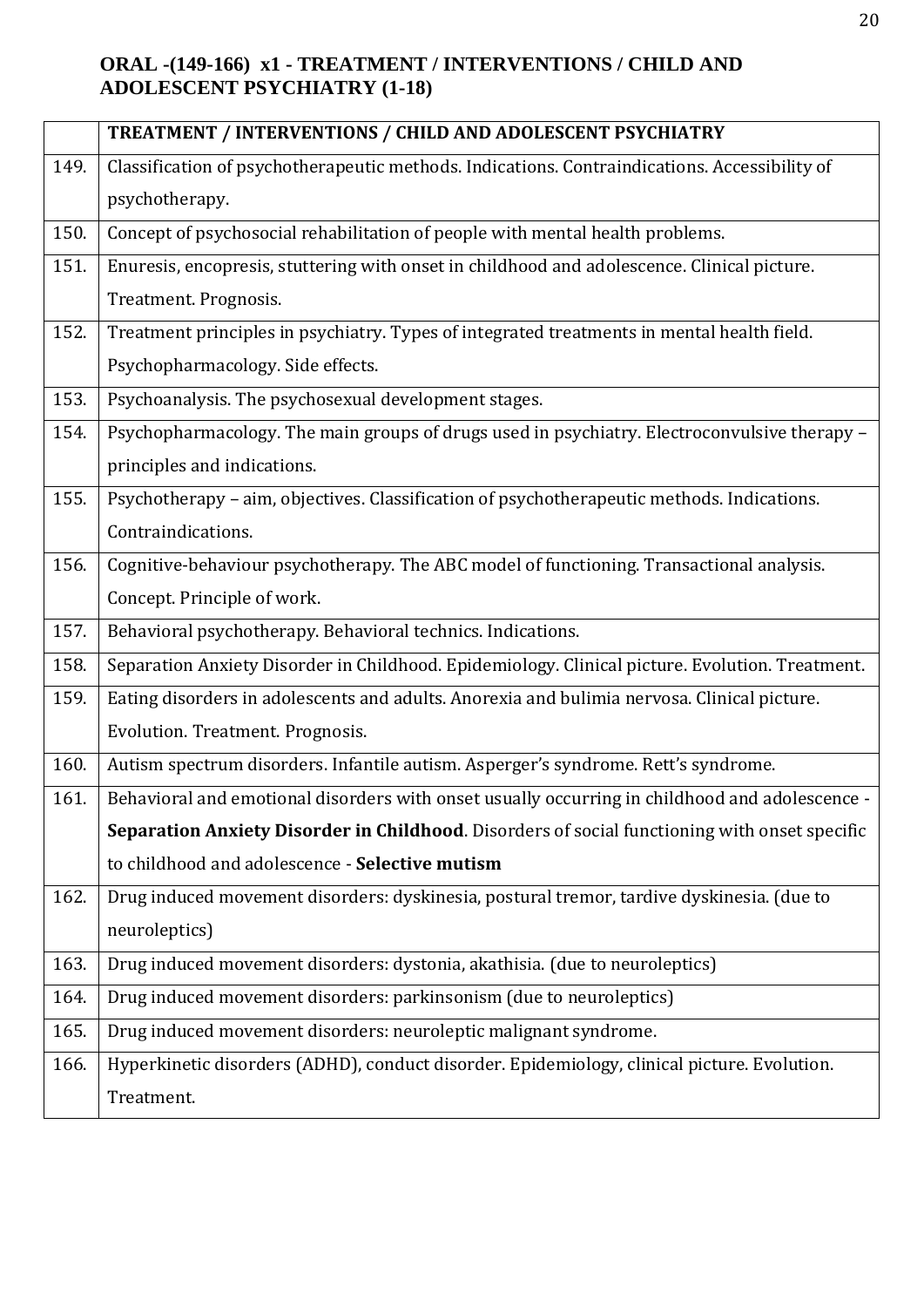## ORAL -(149-166) x1 - TREATMENT / INTERVENTIONS / CHILD AND ADOLESCENT PSYCHIATRY (1-18)

| | **TREATMENT / INTERVENTIONS / CHILD AND ADOLESCENT PSYCHIATRY** |
|---|---|
| 149. | Classification of psychotherapeutic methods. Indications. Contraindications. Accessibility of psychotherapy. |
| 150. | Concept of psychosocial rehabilitation of people with mental health problems. |
| 151. | Enuresis, encopresis, stuttering with onset in childhood and adolescence. Clinical picture. Treatment. Prognosis. |
| 152. | Treatment principles in psychiatry. Types of integrated treatments in mental health field. Psychopharmacology. Side effects. |
| 153. | Psychoanalysis. The psychosexual development stages. |
| 154. | Psychopharmacology. The main groups of drugs used in psychiatry. Electroconvulsive therapy – principles and indications. |
| 155. | Psychotherapy – aim, objectives. Classification of psychotherapeutic methods. Indications. Contraindications. |
| 156. | Cognitive-behaviour psychotherapy. The ABC model of functioning. Transactional analysis. Concept. Principle of work. |
| 157. | Behavioral psychotherapy. Behavioral technics. Indications. |
| 158. | Separation Anxiety Disorder in Childhood. Epidemiology. Clinical picture. Evolution. Treatment. |
| 159. | Eating disorders in adolescents and adults. Anorexia and bulimia nervosa. Clinical picture. Evolution. Treatment. Prognosis. |
| 160. | Autism spectrum disorders. Infantile autism. Asperger's syndrome. Rett's syndrome. |
| 161. | Behavioral and emotional disorders with onset usually occurring in childhood and adolescence - **Separation Anxiety Disorder in Childhood**. Disorders of social functioning with onset specific to childhood and adolescence - **Selective mutism** |
| 162. | Drug induced movement disorders: dyskinesia, postural tremor, tardive dyskinesia. (due to neuroleptics) |
| 163. | Drug induced movement disorders: dystonia, akathisia. (due to neuroleptics) |
| 164. | Drug induced movement disorders: parkinsonism (due to neuroleptics) |
| 165. | Drug induced movement disorders: neuroleptic malignant syndrome. |
| 166. | Hyperkinetic disorders (ADHD), conduct disorder. Epidemiology, clinical picture. Evolution. Treatment. |